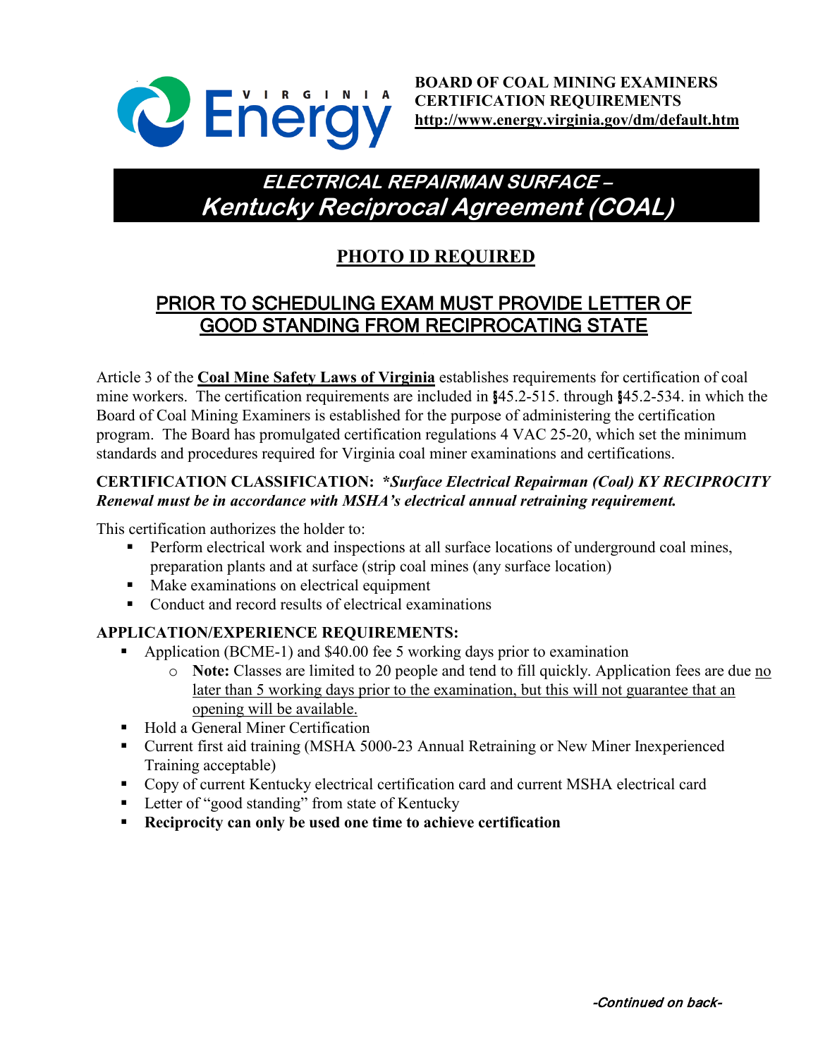**BOARD OF COAL MINING EXAMINERS**
**CERTIFICATION REQUIREMENTS**
**http://www.energy.virginia.gov/dm/default.htm**

# *ELECTRICAL REPAIRMAN SURFACE – Kentucky Reciprocal Agreement (COAL)*

## PHOTO ID REQUIRED

## PRIOR TO SCHEDULING EXAM MUST PROVIDE LETTER OF GOOD STANDING FROM RECIPROCATING STATE

Article 3 of the **Coal Mine Safety Laws of Virginia** establishes requirements for certification of coal mine workers. The certification requirements are included in §45.2-515. through §45.2-534. in which the Board of Coal Mining Examiners is established for the purpose of administering the certification program. The Board has promulgated certification regulations 4 VAC 25-20, which set the minimum standards and procedures required for Virginia coal miner examinations and certifications.

**CERTIFICATION CLASSIFICATION:** ***\*Surface Electrical Repairman (Coal) KY RECIPROCITY Renewal must be in accordance with MSHA's electrical annual retraining requirement.***

This certification authorizes the holder to:

- Perform electrical work and inspections at all surface locations of underground coal mines, preparation plants and at surface (strip coal mines (any surface location)
- Make examinations on electrical equipment
- Conduct and record results of electrical examinations

**APPLICATION/EXPERIENCE REQUIREMENTS:**

- Application (BCME-1) and $40.00 fee 5 working days prior to examination
    - **Note:** Classes are limited to 20 people and tend to fill quickly. Application fees are due no later than 5 working days prior to the examination, but this will not guarantee that an opening will be available.
- Hold a General Miner Certification
- Current first aid training (MSHA 5000-23 Annual Retraining or New Miner Inexperienced Training acceptable)
- Copy of current Kentucky electrical certification card and current MSHA electrical card
- Letter of "good standing" from state of Kentucky
- **Reciprocity can only be used one time to achieve certification**

*-Continued on back-*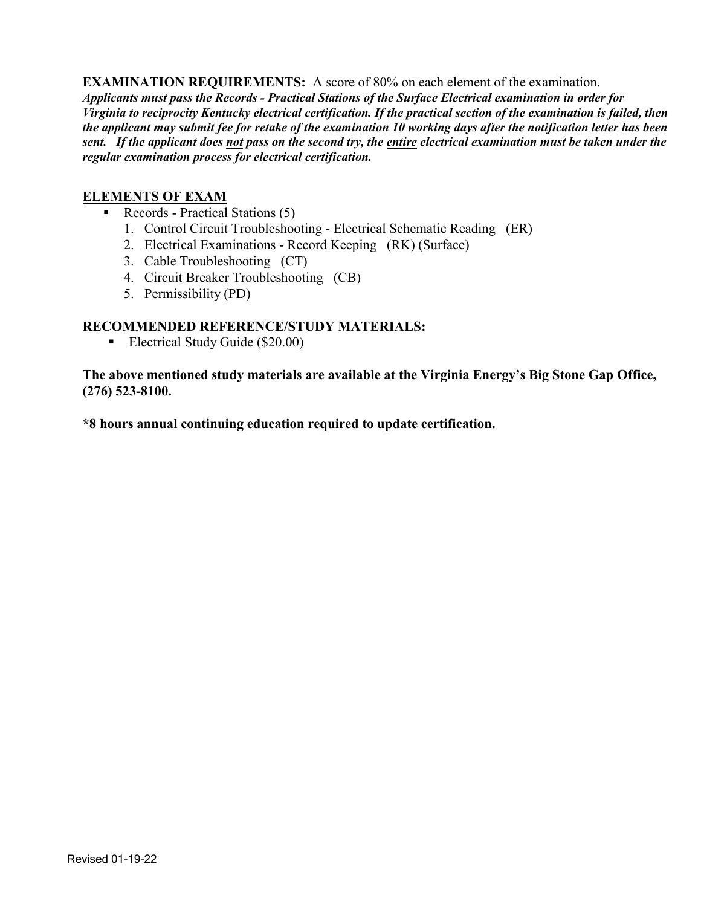**EXAMINATION REQUIREMENTS:** A score of 80% on each element of the examination.
***Applicants must pass the Records - Practical Stations of the Surface Electrical examination in order for Virginia to reciprocity Kentucky electrical certification. If the practical section of the examination is failed, then the applicant may submit fee for retake of the examination 10 working days after the notification letter has been sent. If the applicant does <u>not</u> pass on the second try, the <u>entire</u> electrical examination must be taken under the regular examination process for electrical certification.***

**<u>ELEMENTS OF EXAM</u>**

- Records - Practical Stations (5)
  1. Control Circuit Troubleshooting - Electrical Schematic Reading (ER)
  2. Electrical Examinations - Record Keeping (RK) (Surface)
  3. Cable Troubleshooting (CT)
  4. Circuit Breaker Troubleshooting (CB)
  5. Permissibility (PD)

**RECOMMENDED REFERENCE/STUDY MATERIALS:**

- Electrical Study Guide ($20.00)

**The above mentioned study materials are available at the Virginia Energy's Big Stone Gap Office, (276) 523-8100.**

**\*8 hours annual continuing education required to update certification.**

Revised 01-19-22